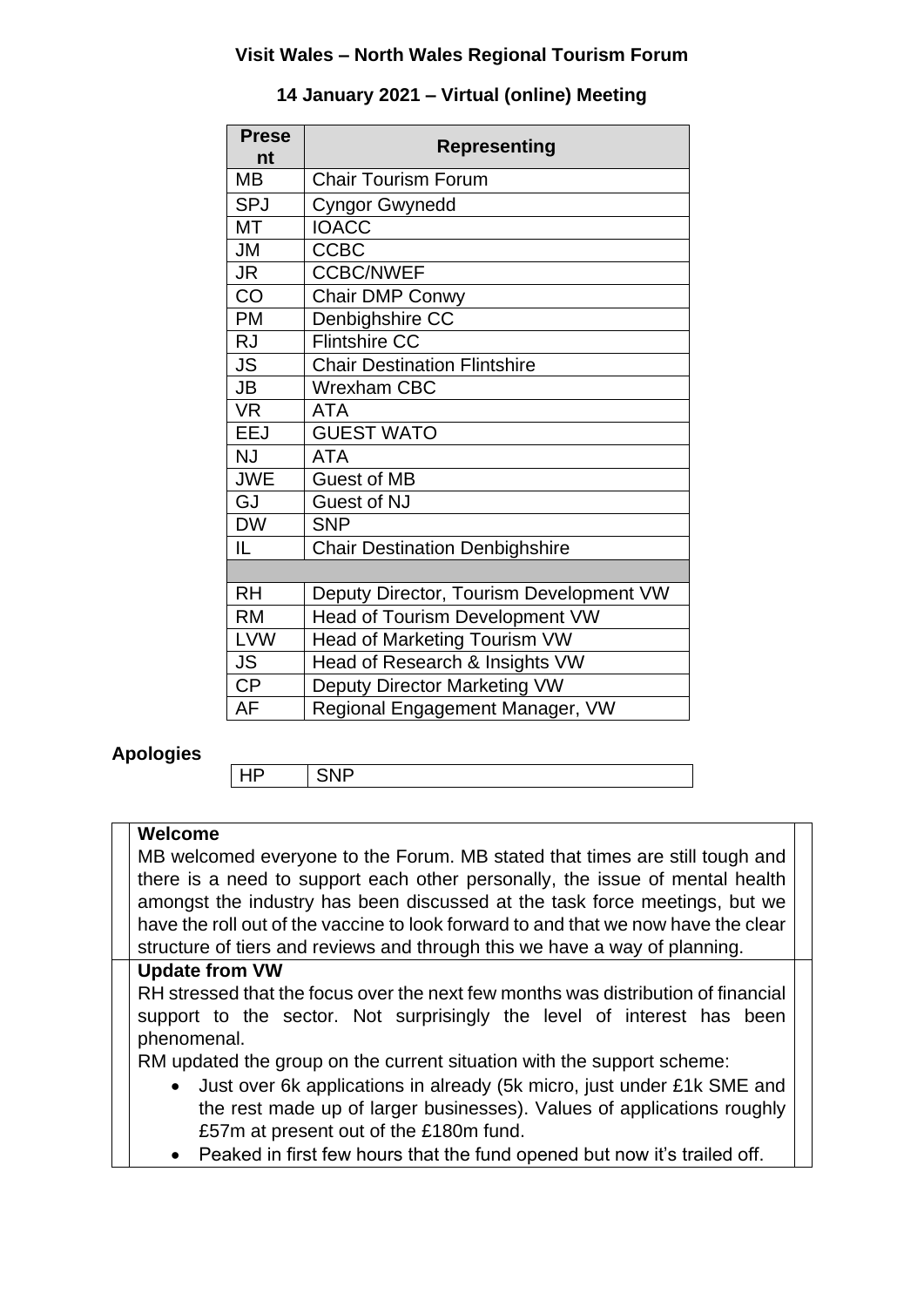# Visit Wales – North Wales Regional Tourism Forum

## 14 January 2021 – Virtual (online) Meeting

| Present | Representing |
|---|---|
| MB | Chair Tourism Forum |
| SPJ | Cyngor Gwynedd |
| MT | IOACC |
| JM | CCBC |
| JR | CCBC/NWEF |
| CO | Chair DMP Conwy |
| PM | Denbighshire CC |
| RJ | Flintshire CC |
| JS | Chair Destination Flintshire |
| JB | Wrexham CBC |
| VR | ATA |
| EEJ | GUEST WATO |
| NJ | ATA |
| JWE | Guest of MB |
| GJ | Guest of NJ |
| DW | SNP |
| IL | Chair Destination Denbighshire |
| | |
| RH | Deputy Director, Tourism Development VW |
| RM | Head of Tourism Development VW |
| LVW | Head of Marketing Tourism VW |
| JS | Head of Research & Insights VW |
| CP | Deputy Director Marketing VW |
| AF | Regional Engagement Manager, VW |

**Apologies**

| HP | SNP |
|---|---|

**Welcome**

MB welcomed everyone to the Forum. MB stated that times are still tough and there is a need to support each other personally, the issue of mental health amongst the industry has been discussed at the task force meetings, but we have the roll out of the vaccine to look forward to and that we now have the clear structure of tiers and reviews and through this we have a way of planning.

**Update from VW**

RH stressed that the focus over the next few months was distribution of financial support to the sector. Not surprisingly the level of interest has been phenomenal.

RM updated the group on the current situation with the support scheme:

- Just over 6k applications in already (5k micro, just under £1k SME and the rest made up of larger businesses). Values of applications roughly £57m at present out of the £180m fund.
- Peaked in first few hours that the fund opened but now it's trailed off.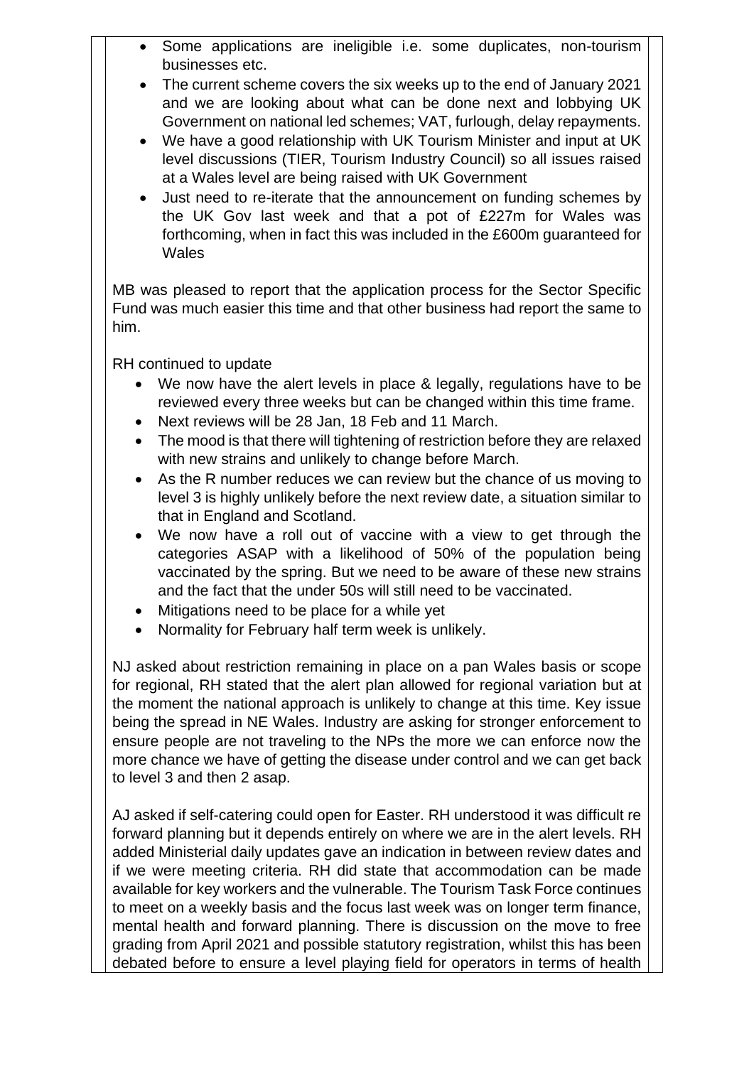- Some applications are ineligible i.e. some duplicates, non-tourism businesses etc.
- The current scheme covers the six weeks up to the end of January 2021 and we are looking about what can be done next and lobbying UK Government on national led schemes; VAT, furlough, delay repayments.
- We have a good relationship with UK Tourism Minister and input at UK level discussions (TIER, Tourism Industry Council) so all issues raised at a Wales level are being raised with UK Government
- Just need to re-iterate that the announcement on funding schemes by the UK Gov last week and that a pot of £227m for Wales was forthcoming, when in fact this was included in the £600m guaranteed for Wales

MB was pleased to report that the application process for the Sector Specific Fund was much easier this time and that other business had report the same to him.

RH continued to update

- We now have the alert levels in place & legally, regulations have to be reviewed every three weeks but can be changed within this time frame.
- Next reviews will be 28 Jan, 18 Feb and 11 March.
- The mood is that there will tightening of restriction before they are relaxed with new strains and unlikely to change before March.
- As the R number reduces we can review but the chance of us moving to level 3 is highly unlikely before the next review date, a situation similar to that in England and Scotland.
- We now have a roll out of vaccine with a view to get through the categories ASAP with a likelihood of 50% of the population being vaccinated by the spring. But we need to be aware of these new strains and the fact that the under 50s will still need to be vaccinated.
- Mitigations need to be place for a while yet
- Normality for February half term week is unlikely.

NJ asked about restriction remaining in place on a pan Wales basis or scope for regional, RH stated that the alert plan allowed for regional variation but at the moment the national approach is unlikely to change at this time. Key issue being the spread in NE Wales. Industry are asking for stronger enforcement to ensure people are not traveling to the NPs the more we can enforce now the more chance we have of getting the disease under control and we can get back to level 3 and then 2 asap.

AJ asked if self-catering could open for Easter. RH understood it was difficult re forward planning but it depends entirely on where we are in the alert levels. RH added Ministerial daily updates gave an indication in between review dates and if we were meeting criteria. RH did state that accommodation can be made available for key workers and the vulnerable. The Tourism Task Force continues to meet on a weekly basis and the focus last week was on longer term finance, mental health and forward planning. There is discussion on the move to free grading from April 2021 and possible statutory registration, whilst this has been debated before to ensure a level playing field for operators in terms of health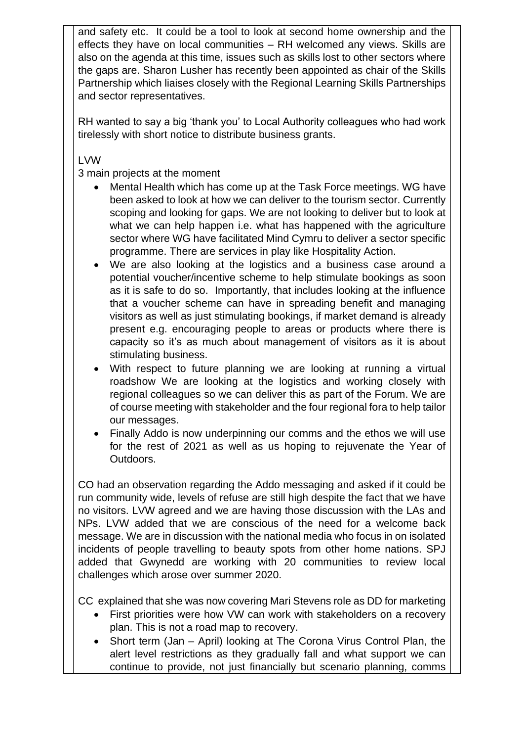and safety etc. It could be a tool to look at second home ownership and the effects they have on local communities – RH welcomed any views. Skills are also on the agenda at this time, issues such as skills lost to other sectors where the gaps are. Sharon Lusher has recently been appointed as chair of the Skills Partnership which liaises closely with the Regional Learning Skills Partnerships and sector representatives.

RH wanted to say a big 'thank you' to Local Authority colleagues who had work tirelessly with short notice to distribute business grants.

LVW

3 main projects at the moment

- Mental Health which has come up at the Task Force meetings. WG have been asked to look at how we can deliver to the tourism sector. Currently scoping and looking for gaps. We are not looking to deliver but to look at what we can help happen i.e. what has happened with the agriculture sector where WG have facilitated Mind Cymru to deliver a sector specific programme. There are services in play like Hospitality Action.
- We are also looking at the logistics and a business case around a potential voucher/incentive scheme to help stimulate bookings as soon as it is safe to do so. Importantly, that includes looking at the influence that a voucher scheme can have in spreading benefit and managing visitors as well as just stimulating bookings, if market demand is already present e.g. encouraging people to areas or products where there is capacity so it's as much about management of visitors as it is about stimulating business.
- With respect to future planning we are looking at running a virtual roadshow We are looking at the logistics and working closely with regional colleagues so we can deliver this as part of the Forum. We are of course meeting with stakeholder and the four regional fora to help tailor our messages.
- Finally Addo is now underpinning our comms and the ethos we will use for the rest of 2021 as well as us hoping to rejuvenate the Year of Outdoors.

CO had an observation regarding the Addo messaging and asked if it could be run community wide, levels of refuse are still high despite the fact that we have no visitors. LVW agreed and we are having those discussion with the LAs and NPs. LVW added that we are conscious of the need for a welcome back message. We are in discussion with the national media who focus in on isolated incidents of people travelling to beauty spots from other home nations. SPJ added that Gwynedd are working with 20 communities to review local challenges which arose over summer 2020.

CC explained that she was now covering Mari Stevens role as DD for marketing

- First priorities were how VW can work with stakeholders on a recovery plan. This is not a road map to recovery.
- Short term (Jan – April) looking at The Corona Virus Control Plan, the alert level restrictions as they gradually fall and what support we can continue to provide, not just financially but scenario planning, comms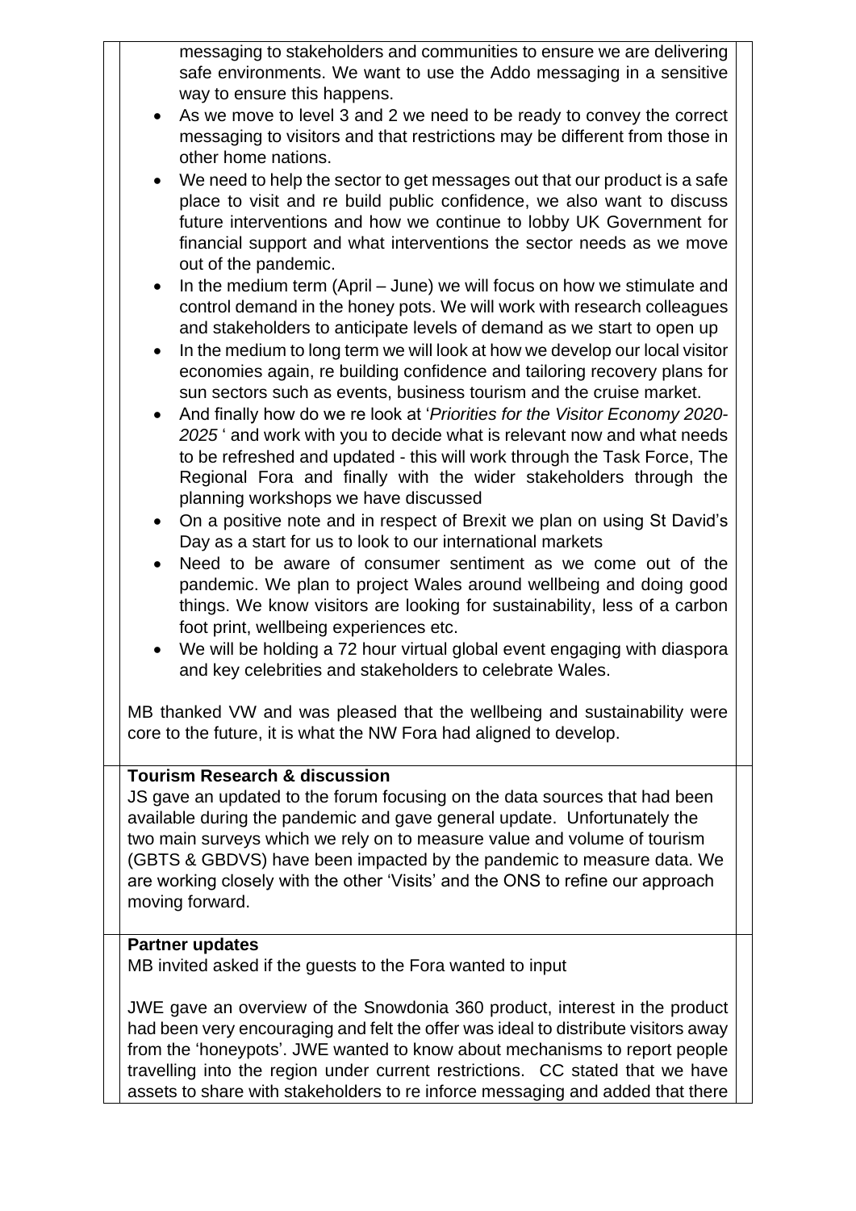messaging to stakeholders and communities to ensure we are delivering safe environments. We want to use the Addo messaging in a sensitive way to ensure this happens.

- As we move to level 3 and 2 we need to be ready to convey the correct messaging to visitors and that restrictions may be different from those in other home nations.
- We need to help the sector to get messages out that our product is a safe place to visit and re build public confidence, we also want to discuss future interventions and how we continue to lobby UK Government for financial support and what interventions the sector needs as we move out of the pandemic.
- In the medium term (April – June) we will focus on how we stimulate and control demand in the honey pots. We will work with research colleagues and stakeholders to anticipate levels of demand as we start to open up
- In the medium to long term we will look at how we develop our local visitor economies again, re building confidence and tailoring recovery plans for sun sectors such as events, business tourism and the cruise market.
- And finally how do we re look at '*Priorities for the Visitor Economy 2020-2025* ' and work with you to decide what is relevant now and what needs to be refreshed and updated - this will work through the Task Force, The Regional Fora and finally with the wider stakeholders through the planning workshops we have discussed
- On a positive note and in respect of Brexit we plan on using St David's Day as a start for us to look to our international markets
- Need to be aware of consumer sentiment as we come out of the pandemic. We plan to project Wales around wellbeing and doing good things. We know visitors are looking for sustainability, less of a carbon foot print, wellbeing experiences etc.
- We will be holding a 72 hour virtual global event engaging with diaspora and key celebrities and stakeholders to celebrate Wales.

MB thanked VW and was pleased that the wellbeing and sustainability were core to the future, it is what the NW Fora had aligned to develop.

**Tourism Research & discussion**

JS gave an updated to the forum focusing on the data sources that had been available during the pandemic and gave general update. Unfortunately the two main surveys which we rely on to measure value and volume of tourism (GBTS & GBDVS) have been impacted by the pandemic to measure data. We are working closely with the other 'Visits' and the ONS to refine our approach moving forward.

**Partner updates**

MB invited asked if the guests to the Fora wanted to input

JWE gave an overview of the Snowdonia 360 product, interest in the product had been very encouraging and felt the offer was ideal to distribute visitors away from the 'honeypots'. JWE wanted to know about mechanisms to report people travelling into the region under current restrictions. CC stated that we have assets to share with stakeholders to re inforce messaging and added that there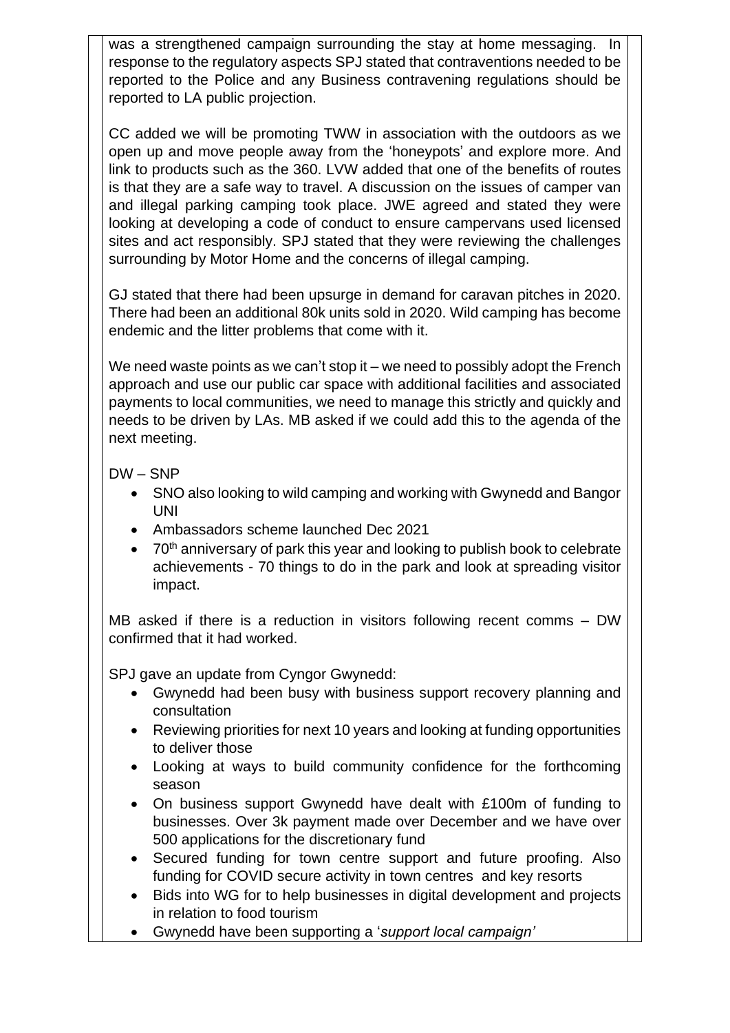was a strengthened campaign surrounding the stay at home messaging. In response to the regulatory aspects SPJ stated that contraventions needed to be reported to the Police and any Business contravening regulations should be reported to LA public projection.

CC added we will be promoting TWW in association with the outdoors as we open up and move people away from the 'honeypots' and explore more. And link to products such as the 360. LVW added that one of the benefits of routes is that they are a safe way to travel. A discussion on the issues of camper van and illegal parking camping took place. JWE agreed and stated they were looking at developing a code of conduct to ensure campervans used licensed sites and act responsibly. SPJ stated that they were reviewing the challenges surrounding by Motor Home and the concerns of illegal camping.

GJ stated that there had been upsurge in demand for caravan pitches in 2020. There had been an additional 80k units sold in 2020. Wild camping has become endemic and the litter problems that come with it.

We need waste points as we can't stop it – we need to possibly adopt the French approach and use our public car space with additional facilities and associated payments to local communities, we need to manage this strictly and quickly and needs to be driven by LAs. MB asked if we could add this to the agenda of the next meeting.

DW – SNP

- SNO also looking to wild camping and working with Gwynedd and Bangor UNI
- Ambassadors scheme launched Dec 2021
- 70th anniversary of park this year and looking to publish book to celebrate achievements - 70 things to do in the park and look at spreading visitor impact.

MB asked if there is a reduction in visitors following recent comms – DW confirmed that it had worked.

SPJ gave an update from Cyngor Gwynedd:

- Gwynedd had been busy with business support recovery planning and consultation
- Reviewing priorities for next 10 years and looking at funding opportunities to deliver those
- Looking at ways to build community confidence for the forthcoming season
- On business support Gwynedd have dealt with £100m of funding to businesses. Over 3k payment made over December and we have over 500 applications for the discretionary fund
- Secured funding for town centre support and future proofing. Also funding for COVID secure activity in town centres and key resorts
- Bids into WG for to help businesses in digital development and projects in relation to food tourism
- Gwynedd have been supporting a '*support local campaign'*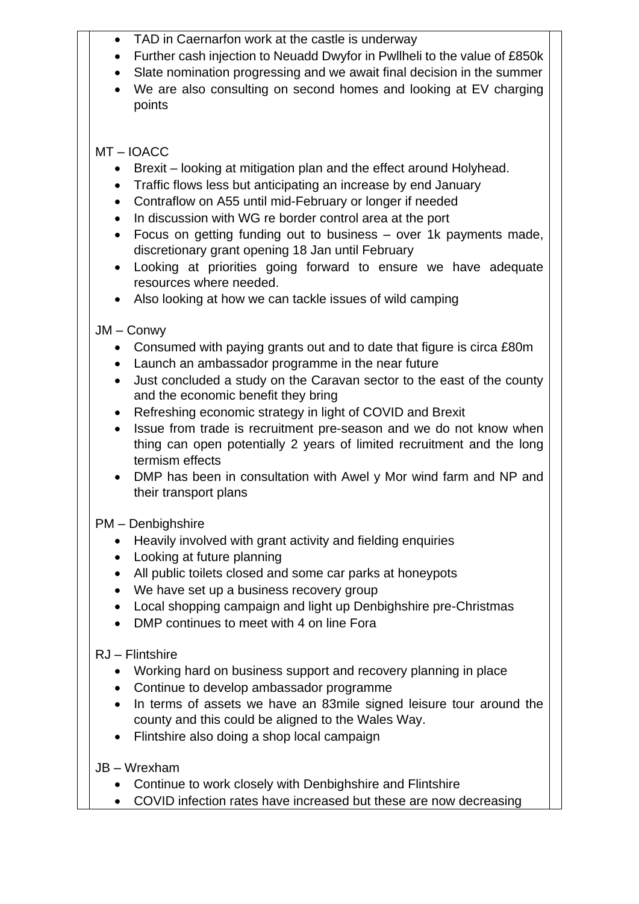- TAD in Caernarfon work at the castle is underway
- Further cash injection to Neuadd Dwyfor in Pwllheli to the value of £850k
- Slate nomination progressing and we await final decision in the summer
- We are also consulting on second homes and looking at EV charging points

MT – IOACC

- Brexit – looking at mitigation plan and the effect around Holyhead.
- Traffic flows less but anticipating an increase by end January
- Contraflow on A55 until mid-February or longer if needed
- In discussion with WG re border control area at the port
- Focus on getting funding out to business – over 1k payments made, discretionary grant opening 18 Jan until February
- Looking at priorities going forward to ensure we have adequate resources where needed.
- Also looking at how we can tackle issues of wild camping

JM – Conwy

- Consumed with paying grants out and to date that figure is circa £80m
- Launch an ambassador programme in the near future
- Just concluded a study on the Caravan sector to the east of the county and the economic benefit they bring
- Refreshing economic strategy in light of COVID and Brexit
- Issue from trade is recruitment pre-season and we do not know when thing can open potentially 2 years of limited recruitment and the long termism effects
- DMP has been in consultation with Awel y Mor wind farm and NP and their transport plans

PM – Denbighshire

- Heavily involved with grant activity and fielding enquiries
- Looking at future planning
- All public toilets closed and some car parks at honeypots
- We have set up a business recovery group
- Local shopping campaign and light up Denbighshire pre-Christmas
- DMP continues to meet with 4 on line Fora

RJ – Flintshire

- Working hard on business support and recovery planning in place
- Continue to develop ambassador programme
- In terms of assets we have an 83mile signed leisure tour around the county and this could be aligned to the Wales Way.
- Flintshire also doing a shop local campaign

JB – Wrexham

- Continue to work closely with Denbighshire and Flintshire
- COVID infection rates have increased but these are now decreasing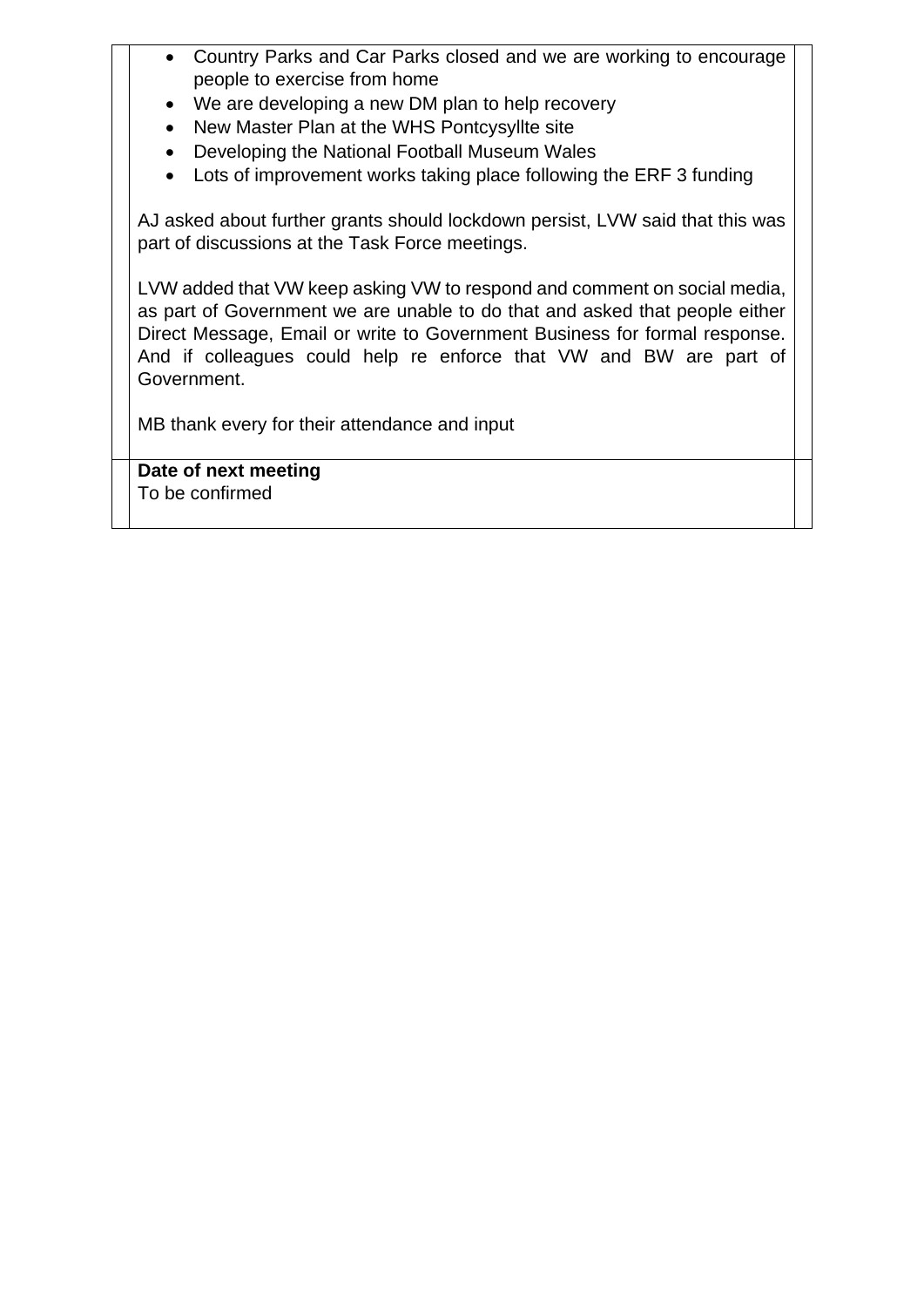- Country Parks and Car Parks closed and we are working to encourage people to exercise from home
- We are developing a new DM plan to help recovery
- New Master Plan at the WHS Pontcysyllte site
- Developing the National Football Museum Wales
- Lots of improvement works taking place following the ERF 3 funding

AJ asked about further grants should lockdown persist, LVW said that this was part of discussions at the Task Force meetings.

LVW added that VW keep asking VW to respond and comment on social media, as part of Government we are unable to do that and asked that people either Direct Message, Email or write to Government Business for formal response. And if colleagues could help re enforce that VW and BW are part of Government.

MB thank every for their attendance and input

**Date of next meeting**
To be confirmed